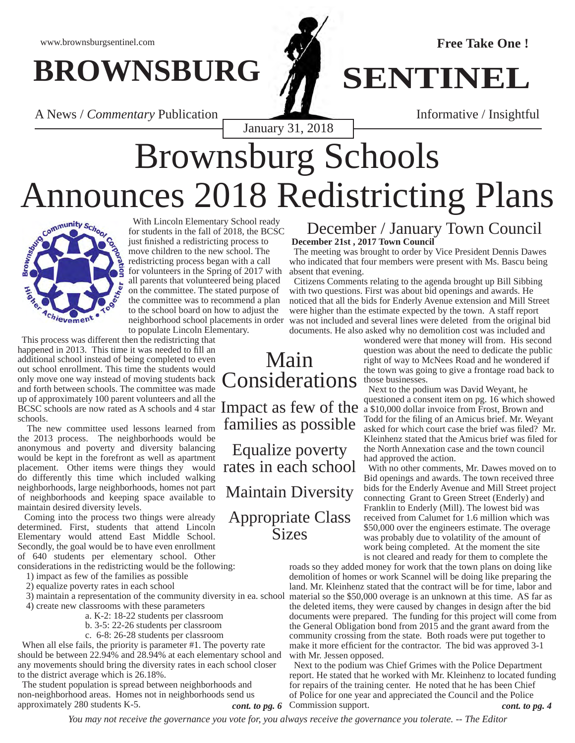www.brownsburgsentinel.com

**Free Take One !**

# BROWNSBURG SENTINEL

A News / *Commentary* Publication

Informative / Insightful

January 31, 2018

# Brownsburg Schools Announces 2018 Redistricting Plans

With Lincoln Elementary School ready for students in the fall of 2018, the BCSC just finished a redistricting process to move children to the new school. The redistricting process began with a call for volunteers in the Spring of 2017 with all parents that volunteered being placed on the committee. The stated purpose of the committee was to recommend a plan to the school board on how to adjust the neighborhood school placements in order to populate Lincoln Elementary.

This process was different then the redistricting that happened in 2013. This time it was needed to fill an additional school instead of being completed to even out school enrollment. This time the students would only move one way instead of moving students back and forth between schools. The committee was made up of approximately 100 parent volunteers and all the BCSC schools are now rated as A schools and 4 star schools.

The new committee used lessons learned from the 2013 process. The neighborhoods would be anonymous and poverty and diversity balancing would be kept in the forefront as well as apartment placement. Other items were things they would do differently this time which included walking neighborhoods, large neighborhoods, homes not part of neighborhoods and keeping space available to maintain desired diversity levels.

Coming into the process two things were already determined. First, students that attend Lincoln Elementary would attend East Middle School. Secondly, the goal would be to have even enrollment of 640 students per elementary school. Other considerations in the redistricting would be the following:

1) impact as few of the families as possible
2) equalize poverty rates in each school
3) maintain a representation of the community diversity in ea. school
4) create new classrooms with these parameters
   a. K-2: 18-22 students per classroom
   b. 3-5: 22-26 students per classroom
   c. 6-8: 26-28 students per classroom

When all else fails, the priority is parameter #1. The poverty rate should be between 22.94% and 28.94% at each elementary school and any movements should bring the diversity rates in each school closer to the district average which is 26.18%.

The student population is spread between neighborhoods and non-neighborhood areas. Homes not in neighborhoods send us approximately 280 students K-5.

*cont. to pg. 6*

## Main Considerations

Impact as few of the families as possible

Equalize poverty rates in each school

Maintain Diversity

Appropriate Class Sizes

## December / January Town Council

**December 21st , 2017 Town Council**

The meeting was brought to order by Vice President Dennis Dawes who indicated that four members were present with Ms. Bascu being absent that evening.

Citizens Comments relating to the agenda brought up Bill Sibbing with two questions. First was about bid openings and awards. He noticed that all the bids for Enderly Avenue extension and Mill Street were higher than the estimate expected by the town. A staff report was not included and several lines were deleted from the original bid documents. He also asked why no demolition cost was included and wondered were that money will from. His second question was about the need to dedicate the public right of way to McNees Road and he wondered if the town was going to give a frontage road back to those businesses.

Next to the podium was David Weyant, he questioned a consent item on pg. 16 which showed a $10,000 dollar invoice from Frost, Brown and Todd for the filing of an Amicus brief. Mr. Weyant asked for which court case the brief was filed? Mr. Kleinhenz stated that the Amicus brief was filed for the North Annexation case and the town council had approved the action.

With no other comments, Mr. Dawes moved on to Bid openings and awards. The town received three bids for the Enderly Avenue and Mill Street project connecting Grant to Green Street (Enderly) and Franklin to Enderly (Mill). The lowest bid was received from Calumet for 1.6 million which was $50,000 over the engineers estimate. The overage was probably due to volatility of the amount of work being completed. At the moment the site is not cleared and ready for them to complete the roads so they added money for work that the town plans on doing like demolition of homes or work Scannel will be doing like preparing the land. Mr. Kleinhenz stated that the contract will be for time, labor and material so the $50,000 overage is an unknown at this time. AS far as the deleted items, they were caused by changes in design after the bid documents were prepared. The funding for this project will come from the General Obligation bond from 2015 and the grant award from the community crossing from the state. Both roads were put together to make it more efficient for the contractor. The bid was approved 3-1 with Mr. Jessen opposed.

Next to the podium was Chief Grimes with the Police Department report. He stated that he worked with Mr. Kleinhenz to located funding for repairs of the training center. He noted that he has been Chief of Police for one year and appreciated the Council and the Police Commission support.

*cont. to pg. 4*

*You may not receive the governance you vote for, you always receive the governance you tolerate. -- The Editor*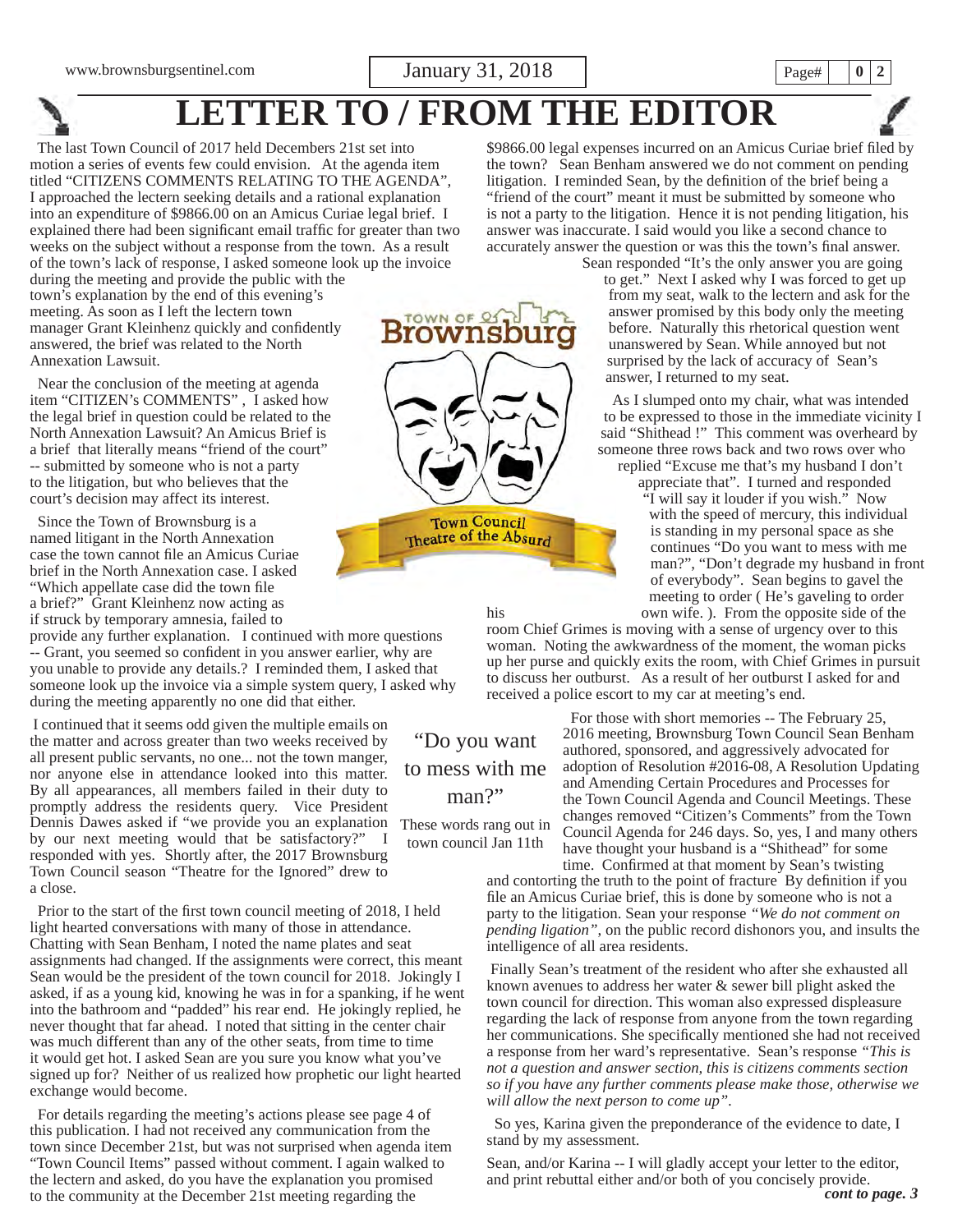# LETTER TO / FROM THE EDITOR

The last Town Council of 2017 held Decembers 21st set into motion a series of events few could envision. At the agenda item titled "CITIZENS COMMENTS RELATING TO THE AGENDA", I approached the lectern seeking details and a rational explanation into an expenditure of $9866.00 on an Amicus Curiae legal brief. I explained there had been significant email traffic for greater than two weeks on the subject without a response from the town. As a result of the town's lack of response, I asked someone look up the invoice during the meeting and provide the public with the town's explanation by the end of this evening's meeting. As soon as I left the lectern town manager Grant Kleinhenz quickly and confidently answered, the brief was related to the North Annexation Lawsuit.

Near the conclusion of the meeting at agenda item "CITIZEN'S COMMENTS" , I asked how the legal brief in question could be related to the North Annexation Lawsuit? An Amicus Brief is a brief that literally means "friend of the court" -- submitted by someone who is not a party to the litigation, but who believes that the court's decision may affect its interest.

Since the Town of Brownsburg is a named litigant in the North Annexation case the town cannot file an Amicus Curiae brief in the North Annexation case. I asked "Which appellate case did the town file a brief?" Grant Kleinhenz now acting as if struck by temporary amnesia, failed to provide any further explanation. I continued with more questions -- Grant, you seemed so confident in you answer earlier, why are you unable to provide any details.? I reminded them, I asked that someone look up the invoice via a simple system query, I asked why during the meeting apparently no one did that either.

I continued that it seems odd given the multiple emails on the matter and across greater than two weeks received by all present public servants, no one... not the town manger, nor anyone else in attendance looked into this matter. By all appearances, all members failed in their duty to promptly address the residents query. Vice President Dennis Dawes asked if "we provide you an explanation by our next meeting would that be satisfactory?" I responded with yes. Shortly after, the 2017 Brownsburg Town Council season "Theatre for the Ignored" drew to a close.

Prior to the start of the first town council meeting of 2018, I held light hearted conversations with many of those in attendance. Chatting with Sean Benham, I noted the name plates and seat assignments had changed. If the assignments were correct, this meant Sean would be the president of the town council for 2018. Jokingly I asked, if as a young kid, knowing he was in for a spanking, if he went into the bathroom and "padded" his rear end. He jokingly replied, he never thought that far ahead. I noted that sitting in the center chair was much different than any of the other seats, from time to time it would get hot. I asked Sean are you sure you know what you've signed up for? Neither of us realized how prophetic our light hearted exchange would become.

For details regarding the meeting's actions please see page 4 of this publication. I had not received any communication from the town since December 21st, but was not surprised when agenda item "Town Council Items" passed without comment. I again walked to the lectern and asked, do you have the explanation you promised to the community at the December 21st meeting regarding the $9866.00 legal expenses incurred on an Amicus Curiae brief filed by the town? Sean Benham answered we do not comment on pending litigation. I reminded Sean, by the definition of the brief being a "friend of the court" meant it must be submitted by someone who is not a party to the litigation. Hence it is not pending litigation, his answer was inaccurate. I said would you like a second chance to accurately answer the question or was this the town's final answer.

Sean responded "It's the only answer you are going to get." Next I asked why I was forced to get up from my seat, walk to the lectern and ask for the answer promised by this body only the meeting before. Naturally this rhetorical question went unanswered by Sean. While annoyed but not surprised by the lack of accuracy of Sean's answer, I returned to my seat.

As I slumped onto my chair, what was intended to be expressed to those in the immediate vicinity I said "Shithead !" This comment was overheard by someone three rows back and two rows over who replied "Excuse me that's my husband I don't appreciate that". I turned and responded "I will say it louder if you wish." Now with the speed of mercury, this individual is standing in my personal space as she continues "Do you want to mess with me man?", "Don't degrade my husband in front of everybody". Sean begins to gavel the meeting to order ( He's gaveling to order his own wife. ). From the opposite side of the room Chief Grimes is moving with a sense of urgency over to this woman. Noting the awkwardness of the moment, the woman picks up her purse and quickly exits the room, with Chief Grimes in pursuit to discuss her outburst. As a result of her outburst I asked for and received a police escort to my car at the meeting's end.

> "Do you want to mess with me man?"
>
> These words rang out in town council Jan 11th

For those with short memories -- The February 25, 2016 meeting, Brownsburg Town Council Sean Benham authored, sponsored, and aggressively advocated for adoption of Resolution #2016-08, A Resolution Updating and Amending Certain Procedures and Processes for the Town Council Agenda and Council Meetings. These changes removed "Citizen's Comments" from the Town Council Agenda for 246 days. So, yes, I and many others have thought your husband is a "Shithead" for some time. Confirmed at that moment by Sean's twisting and contorting the truth to the point of fracture By definition if you file an Amicus Curiae brief, this is done by someone who is not a party to the litigation. Sean your response *"We do not comment on pending ligation"*, on the public record dishonors you, and insults the intelligence of all area residents.

Finally Sean's treatment of the resident who after she exhausted all known avenues to address her water & sewer bill plight asked the town council for direction. This woman also expressed displeasure regarding the lack of response from anyone from the town regarding her communications. She specifically mentioned she had not received a response from her ward's representative. Sean's response *"This is not a question and answer section, this is citizens comments section so if you have any further comments please make those, otherwise we will allow the next person to come up".*

So yes, Karina given the preponderance of the evidence to date, I stand by my assessment.

Sean, and/or Karina -- I will gladly accept your letter to the editor, and print rebuttal either and/or both of you concisely provide.

***cont to page. 3***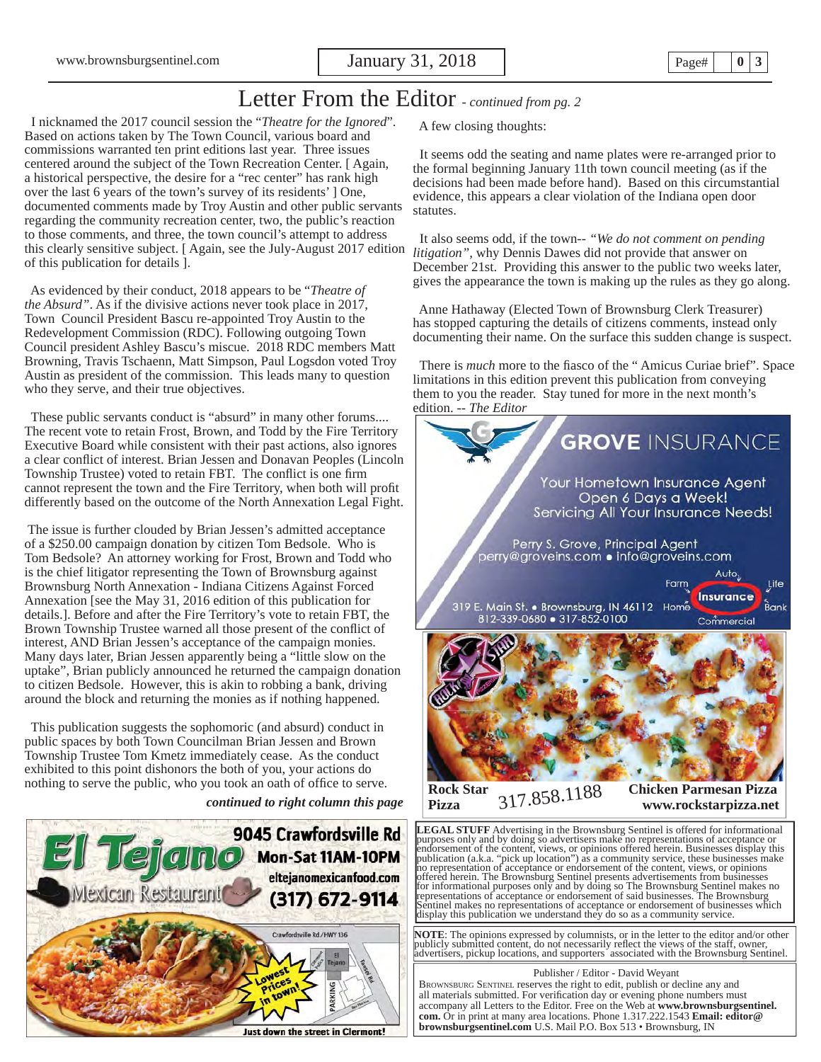# Letter From the Editor *- continued from pg. 2*

I nicknamed the 2017 council session the "*Theatre for the Ignored*". Based on actions taken by The Town Council, various board and commissions warranted ten print editions last year. Three issues centered around the subject of the Town Recreation Center. [ Again, a historical perspective, the desire for a "rec center" has rank high over the last 6 years of the town's survey of its residents' ] One, documented comments made by Troy Austin and other public servants regarding the community recreation center, two, the public's reaction to those comments, and three, the town council's attempt to address this clearly sensitive subject. [ Again, see the July-August 2017 edition of this publication for details ].

As evidenced by their conduct, 2018 appears to be "*Theatre of the Absurd*". As if the divisive actions never took place in 2017, Town Council President Bascu re-appointed Troy Austin to the Redevelopment Commission (RDC). Following outgoing Town Council president Ashley Bascu's miscue. 2018 RDC members Matt Browning, Travis Tschaenn, Matt Simpson, Paul Logsdon voted Troy Austin as president of the commission. This leads many to question who they serve, and their true objectives.

These public servants conduct is "absurd" in many other forums.... The recent vote to retain Frost, Brown, and Todd by the Fire Territory Executive Board while consistent with their past actions, also ignores a clear conflict of interest. Brian Jessen and Donavan Peoples (Lincoln Township Trustee) voted to retain FBT. The conflict is one firm cannot represent the town and the Fire Territory, when both will profit differently based on the outcome of the North Annexation Legal Fight.

The issue is further clouded by Brian Jessen's admitted acceptance of a $250.00 campaign donation by citizen Tom Bedsole. Who is Tom Bedsole? An attorney working for Frost, Brown and Todd who is the chief litigator representing the Town of Brownsburg against Brownsburg North Annexation - Indiana Citizens Against Forced Annexation [see the May 31, 2016 edition of this publication for details.]. Before and after the Fire Territory's vote to retain FBT, the Brown Township Trustee warned all those present of the conflict of interest, AND Brian Jessen's acceptance of the campaign monies. Many days later, Brian Jessen apparently being a "little slow on the uptake", Brian publicly announced he returned the campaign donation to citizen Bedsole. However, this is akin to robbing a bank, driving around the block and returning the monies as if nothing happened.

This publication suggests the sophomoric (and absurd) conduct in public spaces by both Town Councilman Brian Jessen and Brown Township Trustee Tom Kmetz immediately cease. As the conduct exhibited to this point dishonors the both of you, your actions do nothing to serve the public, who you took an oath of office to serve.

***continued to right column this page***

A few closing thoughts:

It seems odd the seating and name plates were re-arranged prior to the formal beginning January 11th town council meeting (as if the decisions had been made before hand). Based on this circumstantial evidence, this appears a clear violation of the Indiana open door statutes.

It also seems odd, if the town-- *"We do not comment on pending litigation"*, why Dennis Dawes did not provide that answer on December 21st. Providing this answer to the public two weeks later, gives the appearance the town is making up the rules as they go along.

Anne Hathaway (Elected Town of Brownsburg Clerk Treasurer) has stopped capturing the details of citizens comments, instead only documenting their name. On the surface this sudden change is suspect.

There is *much* more to the fiasco of the " Amicus Curiae brief". Space limitations in this edition prevent this publication from conveying them to you the reader. Stay tuned for more in the next month's edition. -- *The Editor*

**GROVE** INSURANCE

Your Hometown Insurance Agent
Open 6 Days a Week!
Servicing All Your Insurance Needs!

Perry S. Grove, Principal Agent
perry@groveins.com • info@groveins.com

Auto, Farm, Life, Home, Insurance, Bank, Commercial

319 E. Main St. • Brownsburg, IN 46112
812-339-0680 • 317-852-0100

**Rock Star Pizza** 317.858.1188 **Chicken Parmesan Pizza www.rockstarpizza.net**

**El Tejano** Mexican Restaurant

**9045 Crawfordsville Rd**
**Mon-Sat 11AM-10PM**
**eltejanomexicanfood.com**
**(317) 672-9114**

Lowest Prices in town!

**Just down the street in Clermont!**

**LEGAL STUFF** Advertising in the Brownsburg Sentinel is offered for informational purposes only and by doing so advertisers make no representations of acceptance or endorsement of the content, views, or opinions offered herein. Businesses display this publication (a.k.a. "pick up location") as a community service, these businesses make no representation of acceptance or endorsement of the content, views, or opinions offered herein. The Brownsburg Sentinel presents advertisements from businesses for informational purposes only and by doing so The Brownsburg Sentinel makes no representations of acceptance or endorsement of said businesses. The Brownsburg Sentinel makes no representations of acceptance or endorsement of businesses which display this publication we understand they do so as a community service.

**NOTE**: The opinions expressed by columnists, or in the letter to the editor and/or other publicly submitted content, do not necessarily reflect the views of the staff, owner, advertisers, pickup locations, and supporters associated with the Brownsburg Sentinel.

Publisher / Editor - David Weyant

Brownsburg Sentinel reserves the right to edit, publish or decline any and all materials submitted. For verification day or evening phone numbers must accompany all Letters to the Editor. Free on the Web at **www.brownsburgsentinel.com.** Or in print at many area locations. Phone 1.317.222.1543 **Email: editor@brownsburgsentinel.com** U.S. Mail P.O. Box 513 • Brownsburg, IN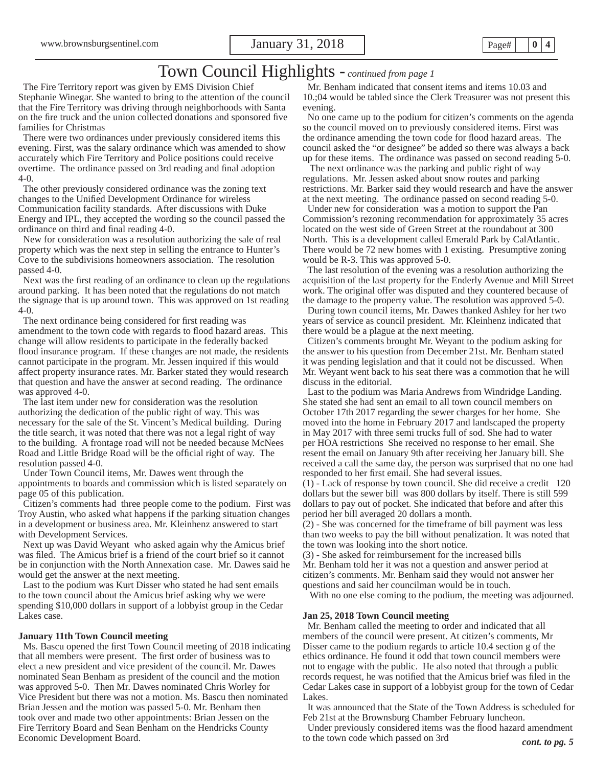# Town Council Highlights - *continued from page 1*

The Fire Territory report was given by EMS Division Chief Stephanie Winegar. She wanted to bring to the attention of the council that the Fire Territory was driving through neighborhoods with Santa on the fire truck and the union collected donations and sponsored five families for Christmas

There were two ordinances under previously considered items this evening. First, was the salary ordinance which was amended to show accurately which Fire Territory and Police positions could receive overtime. The ordinance passed on 3rd reading and final adoption 4-0.

The other previously considered ordinance was the zoning text changes to the Unified Development Ordinance for wireless Communication facility standards. After discussions with Duke Energy and IPL, they accepted the wording so the council passed the ordinance on third and final reading 4-0.

New for consideration was a resolution authorizing the sale of real property which was the next step in selling the entrance to Hunter's Cove to the subdivisions homeowners association. The resolution passed 4-0.

Next was the first reading of an ordinance to clean up the regulations around parking. It has been noted that the regulations do not match the signage that is up around town. This was approved on 1st reading 4-0.

The next ordinance being considered for first reading was amendment to the town code with regards to flood hazard areas. This change will allow residents to participate in the federally backed flood insurance program. If these changes are not made, the residents cannot participate in the program. Mr. Jessen inquired if this would affect property insurance rates. Mr. Barker stated they would research that question and have the answer at second reading. The ordinance was approved 4-0.

The last item under new for consideration was the resolution authorizing the dedication of the public right of way. This was necessary for the sale of the St. Vincent's Medical building. During the title search, it was noted that there was not a legal right of way to the building. A frontage road will not be needed because McNees Road and Little Bridge Road will be the official right of way. The resolution passed 4-0.

Under Town Council items, Mr. Dawes went through the appointments to boards and commission which is listed separately on page 05 of this publication.

Citizen's comments had three people come to the podium. First was Troy Austin, who asked what happens if the parking situation changes in a development or business area. Mr. Kleinhenz answered to start with Development Services.

Next up was David Weyant who asked again why the Amicus brief was filed. The Amicus brief is a friend of the court brief so it cannot be in conjunction with the North Annexation case. Mr. Dawes said he would get the answer at the next meeting.

Last to the podium was Kurt Disser who stated he had sent emails to the town council about the Amicus brief asking why we were spending $10,000 dollars in support of a lobbyist group in the Cedar Lakes case.

**January 11th Town Council meeting**

Ms. Bascu opened the first Town Council meeting of 2018 indicating that all members were present. The first order of business was to elect a new president and vice president of the council. Mr. Dawes nominated Sean Benham as president of the council and the motion was approved 5-0. Then Mr. Dawes nominated Chris Worley for Vice President but there was not a motion. Ms. Bascu then nominated Brian Jessen and the motion was passed 5-0. Mr. Benham then took over and made two other appointments: Brian Jessen on the Fire Territory Board and Sean Benham on the Hendricks County Economic Development Board.

Mr. Benham indicated that consent items and items 10.03 and 10.;04 would be tabled since the Clerk Treasurer was not present this evening.

No one came up to the podium for citizen's comments on the agenda so the council moved on to previously considered items. First was the ordinance amending the town code for flood hazard areas. The council asked the "or designee" be added so there was always a back up for these items. The ordinance was passed on second reading 5-0.

The next ordinance was the parking and public right of way regulations. Mr. Jessen asked about snow routes and parking restrictions. Mr. Barker said they would research and have the answer at the next meeting. The ordinance passed on second reading 5-0.

Under new for consideration was a motion to support the Pan Commission's rezoning recommendation for approximately 35 acres located on the west side of Green Street at the roundabout at 300 North. This is a development called Emerald Park by CalAtlantic. There would be 72 new homes with 1 existing. Presumptive zoning would be R-3. This was approved 5-0.

The last resolution of the evening was a resolution authorizing the acquisition of the last property for the Enderly Avenue and Mill Street work. The original offer was disputed and they countered because of the damage to the property value. The resolution was approved 5-0.

During town council items, Mr. Dawes thanked Ashley for her two years of service as council president. Mr. Kleinhenz indicated that there would be a plague at the next meeting.

Citizen's comments brought Mr. Weyant to the podium asking for the answer to his question from December 21st. Mr. Benham stated it was pending legislation and that it could not be discussed. When Mr. Weyant went back to his seat there was a commotion that he will discuss in the editorial.

Last to the podium was Maria Andrews from Windridge Landing. She stated she had sent an email to all town council members on October 17th 2017 regarding the sewer charges for her home. She moved into the home in February 2017 and landscaped the property in May 2017 with three semi trucks full of sod. She had to water per HOA restrictions She received no response to her email. She resent the email on January 9th after receiving her January bill. She received a call the same day, the person was surprised that no one had responded to her first email. She had several issues.

(1) - Lack of response by town council. She did receive a credit 120 dollars but the sewer bill was 800 dollars by itself. There is still 599 dollars to pay out of pocket. She indicated that before and after this period her bill averaged 20 dollars a month.

(2) - She was concerned for the timeframe of bill payment was less than two weeks to pay the bill without penalization. It was noted that the town was looking into the short notice.

(3) - She asked for reimbursement for the increased bills

Mr. Benham told her it was not a question and answer period at citizen's comments. Mr. Benham said they would not answer her questions and said her councilman would be in touch.

With no one else coming to the podium, the meeting was adjourned.

**Jan 25, 2018 Town Council meeting**

Mr. Benham called the meeting to order and indicated that all members of the council were present. At citizen's comments, Mr Disser came to the podium regards to article 10.4 section g of the ethics ordinance. He found it odd that town council members were not to engage with the public. He also noted that through a public records request, he was notified that the Amicus brief was filed in the Cedar Lakes case in support of a lobbyist group for the town of Cedar Lakes.

It was announced that the State of the Town Address is scheduled for Feb 21st at the Brownsburg Chamber February luncheon.

Under previously considered items was the flood hazard amendment to the town code which passed on 3rd

***cont. to pg. 5***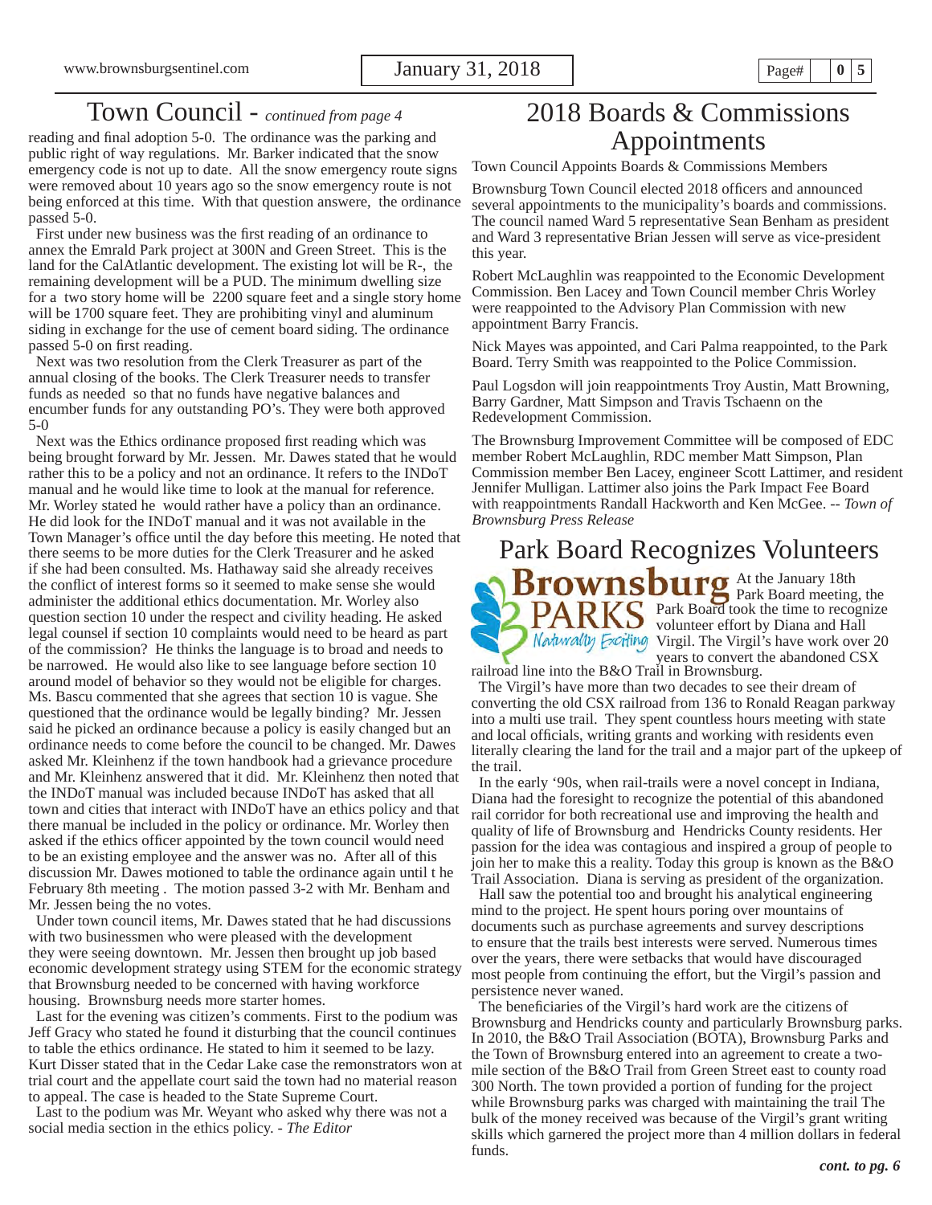## Town Council - *continued from page 4*

reading and final adoption 5-0. The ordinance was the parking and public right of way regulations. Mr. Barker indicated that the snow emergency code is not up to date. All the snow emergency route signs were removed about 10 years ago so the snow emergency route is not being enforced at this time. With that question answere, the ordinance passed 5-0.

First under new business was the first reading of an ordinance to annex the Emrald Park project at 300N and Green Street. This is the land for the CalAtlantic development. The existing lot will be R-, the remaining development will be a PUD. The minimum dwelling size for a two story home will be 2200 square feet and a single story home will be 1700 square feet. They are prohibiting vinyl and aluminum siding in exchange for the use of cement board siding. The ordinance passed 5-0 on first reading.

Next was two resolution from the Clerk Treasurer as part of the annual closing of the books. The Clerk Treasurer needs to transfer funds as needed so that no funds have negative balances and encumber funds for any outstanding PO's. They were both approved 5-0

Next was the Ethics ordinance proposed first reading which was being brought forward by Mr. Jessen. Mr. Dawes stated that he would rather this to be a policy and not an ordinance. It refers to the INDoT manual and he would like time to look at the manual for reference. Mr. Worley stated he would rather have a policy than an ordinance. He did look for the INDoT manual and it was not available in the Town Manager's office until the day before this meeting. He noted that there seems to be more duties for the Clerk Treasurer and he asked if she had been consulted. Ms. Hathaway said she already receives the conflict of interest forms so it seemed to make sense she would administer the additional ethics documentation. Mr. Worley also question section 10 under the respect and civility heading. He asked legal counsel if section 10 complaints would need to be heard as part of the commission? He thinks the language is to broad and needs to be narrowed. He would also like to see language before section 10 around model of behavior so they would not be eligible for charges. Ms. Bascu commented that she agrees that section 10 is vague. She questioned that the ordinance would be legally binding? Mr. Jessen said he picked an ordinance because a policy is easily changed but an ordinance needs to come before the council to be changed. Mr. Dawes asked Mr. Kleinhenz if the town handbook had a grievance procedure and Mr. Kleinhenz answered that it did. Mr. Kleinhenz then noted that the INDoT manual was included because INDoT has asked that all town and cities that interact with INDoT have an ethics policy and that there manual be included in the policy or ordinance. Mr. Worley then asked if the ethics officer appointed by the town council would need to be an existing employee and the answer was no. After all of this discussion Mr. Dawes motioned to table the ordinance again until t he February 8th meeting . The motion passed 3-2 with Mr. Benham and Mr. Jessen being the no votes.

Under town council items, Mr. Dawes stated that he had discussions with two businessmen who were pleased with the development they were seeing downtown. Mr. Jessen then brought up job based economic development strategy using STEM for the economic strategy that Brownsburg needed to be concerned with having workforce housing. Brownsburg needs more starter homes.

Last for the evening was citizen's comments. First to the podium was Jeff Gracy who stated he found it disturbing that the council continues to table the ethics ordinance. He stated to him it seemed to be lazy. Kurt Disser stated that in the Cedar Lake case the remonstrators won at trial court and the appellate court said the town had no material reason to appeal. The case is headed to the State Supreme Court.

Last to the podium was Mr. Weyant who asked why there was not a social media section in the ethics policy. - *The Editor*

# 2018 Boards & Commissions Appointments

Town Council Appoints Boards & Commissions Members

Brownsburg Town Council elected 2018 officers and announced several appointments to the municipality's boards and commissions. The council named Ward 5 representative Sean Benham as president and Ward 3 representative Brian Jessen will serve as vice-president this year.

Robert McLaughlin was reappointed to the Economic Development Commission. Ben Lacey and Town Council member Chris Worley were reappointed to the Advisory Plan Commission with new appointment Barry Francis.

Nick Mayes was appointed, and Cari Palma reappointed, to the Park Board. Terry Smith was reappointed to the Police Commission.

Paul Logsdon will join reappointments Troy Austin, Matt Browning, Barry Gardner, Matt Simpson and Travis Tschaenn on the Redevelopment Commission.

The Brownsburg Improvement Committee will be composed of EDC member Robert McLaughlin, RDC member Matt Simpson, Plan Commission member Ben Lacey, engineer Scott Lattimer, and resident Jennifer Mulligan. Lattimer also joins the Park Impact Fee Board with reappointments Randall Hackworth and Ken McGee. -- *Town of Brownsburg Press Release*

# Park Board Recognizes Volunteers

Brownsburg PARKS *Naturally Exciting*

At the January 18th Park Board meeting, the Park Board took the time to recognize volunteer effort by Diana and Hall Virgil. The Virgil's have work over 20 years to convert the abandoned CSX railroad line into the B&O Trail in Brownsburg.

The Virgil's have more than two decades to see their dream of converting the old CSX railroad from 136 to Ronald Reagan parkway into a multi use trail. They spent countless hours meeting with state and local officials, writing grants and working with residents even literally clearing the land for the trail and a major part of the upkeep of the trail.

In the early '90s, when rail-trails were a novel concept in Indiana, Diana had the foresight to recognize the potential of this abandoned rail corridor for both recreational use and improving the health and quality of life of Brownsburg and Hendricks County residents. Her passion for the idea was contagious and inspired a group of people to join her to make this a reality. Today this group is known as the B&O Trail Association. Diana is serving as president of the organization.

Hall saw the potential too and brought his analytical engineering mind to the project. He spent hours poring over mountains of documents such as purchase agreements and survey descriptions to ensure that the trails best interests were served. Numerous times over the years, there were setbacks that would have discouraged most people from continuing the effort, but the Virgil's passion and persistence never waned.

The beneficiaries of the Virgil's hard work are the citizens of Brownsburg and Hendricks county and particularly Brownsburg parks. In 2010, the B&O Trail Association (BOTA), Brownsburg Parks and the Town of Brownsburg entered into an agreement to create a two-mile section of the B&O Trail from Green Street east to county road 300 North. The town provided a portion of funding for the project while Brownsburg parks was charged with maintaining the trail The bulk of the money received was because of the Virgil's grant writing skills which garnered the project more than 4 million dollars in federal funds.

***cont. to pg. 6***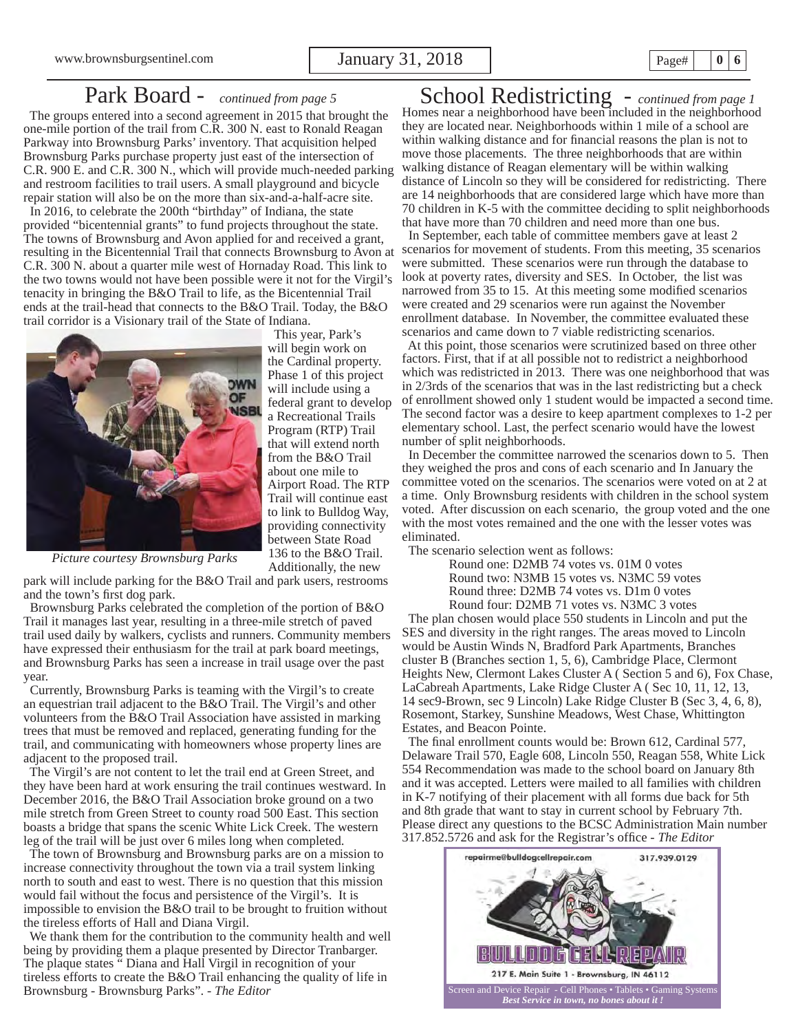## Park Board - *continued from page 5*

The groups entered into a second agreement in 2015 that brought the one-mile portion of the trail from C.R. 300 N. east to Ronald Reagan Parkway into Brownsburg Parks' inventory. That acquisition helped Brownsburg Parks purchase property just east of the intersection of C.R. 900 E. and C.R. 300 N., which will provide much-needed parking and restroom facilities to trail users. A small playground and bicycle repair station will also be on the more than six-and-a-half-acre site.

In 2016, to celebrate the 200th "birthday" of Indiana, the state provided "bicentennial grants" to fund projects throughout the state. The towns of Brownsburg and Avon applied for and received a grant, resulting in the Bicentennial Trail that connects Brownsburg to Avon at C.R. 300 N. about a quarter mile west of Hornaday Road. This link to the two towns would not have been possible were it not for the Virgil's tenacity in bringing the B&O Trail to life, as the Bicentennial Trail ends at the trail-head that connects to the B&O Trail. Today, the B&O trail corridor is a Visionary trail of the State of Indiana.

*Picture courtesy Brownsburg Parks*

This year, Park's will begin work on the Cardinal property. Phase 1 of this project will include using a federal grant to develop a Recreational Trails Program (RTP) Trail that will extend north from the B&O Trail about one mile to Airport Road. The RTP Trail will continue east to link to Bulldog Way, providing connectivity between State Road 136 to the B&O Trail. Additionally, the new park will include parking for the B&O Trail and park users, restrooms and the town's first dog park.

Brownsburg Parks celebrated the completion of the portion of B&O Trail it manages last year, resulting in a three-mile stretch of paved trail used daily by walkers, cyclists and runners. Community members have expressed their enthusiasm for the trail at park board meetings, and Brownsburg Parks has seen a increase in trail usage over the past year.

Currently, Brownsburg Parks is teaming with the Virgil's to create an equestrian trail adjacent to the B&O Trail. The Virgil's and other volunteers from the B&O Trail Association have assisted in marking trees that must be removed and replaced, generating funding for the trail, and communicating with homeowners whose property lines are adjacent to the proposed trail.

The Virgil's are not content to let the trail end at Green Street, and they have been hard at work ensuring the trail continues westward. In December 2016, the B&O Trail Association broke ground on a two mile stretch from Green Street to county road 500 East. This section boasts a bridge that spans the scenic White Lick Creek. The western leg of the trail will be just over 6 miles long when completed.

The town of Brownsburg and Brownsburg parks are on a mission to increase connectivity throughout the town via a trail system linking north to south and east to west. There is no question that this mission would fail without the focus and persistence of the Virgil's. It is impossible to envision the B&O trail to be brought to fruition without the tireless efforts of Hall and Diana Virgil.

We thank them for the contribution to the community health and well being by providing them a plaque presented by Director Tranbarger. The plaque states " Diana and Hall Virgil in recognition of your tireless efforts to create the B&O Trail enhancing the quality of life in Brownsburg - Brownsburg Parks". - *The Editor*

## School Redistricting - *continued from page 1*

Homes near a neighborhood have been included in the neighborhood they are located near. Neighborhoods within 1 mile of a school are within walking distance and for financial reasons the plan is not to move those placements. The three neighborhoods that are within walking distance of Reagan elementary will be within walking distance of Lincoln so they will be considered for redistricting. There are 14 neighborhoods that are considered large which have more than 70 children in K-5 with the committee deciding to split neighborhoods that have more than 70 children and need more than one bus.

In September, each table of committee members gave at least 2 scenarios for movement of students. From this meeting, 35 scenarios were submitted. These scenarios were run through the database to look at poverty rates, diversity and SES. In October, the list was narrowed from 35 to 15. At this meeting some modified scenarios were created and 29 scenarios were run against the November enrollment database. In November, the committee evaluated these scenarios and came down to 7 viable redistricting scenarios.

At this point, those scenarios were scrutinized based on three other factors. First, that if at all possible not to redistrict a neighborhood which was redistricted in 2013. There was one neighborhood that was in 2/3rds of the scenarios that was in the last redistricting but a check of enrollment showed only 1 student would be impacted a second time. The second factor was a desire to keep apartment complexes to 1-2 per elementary school. Last, the perfect scenario would have the lowest number of split neighborhoods.

In December the committee narrowed the scenarios down to 5. Then they weighed the pros and cons of each scenario and In January the committee voted on the scenarios. The scenarios were voted on at 2 at a time. Only Brownsburg residents with children in the school system voted. After discussion on each scenario, the group voted and the one with the most votes remained and the one with the lesser votes was eliminated.

The scenario selection went as follows:

Round one: D2MB 74 votes vs. 01M 0 votes
Round two: N3MB 15 votes vs. N3MC 59 votes
Round three: D2MB 74 votes vs. D1m 0 votes
Round four: D2MB 71 votes vs. N3MC 3 votes

The plan chosen would place 550 students in Lincoln and put the SES and diversity in the right ranges. The areas moved to Lincoln would be Austin Winds N, Bradford Park Apartments, Branches cluster B (Branches section 1, 5, 6), Cambridge Place, Clermont Heights New, Clermont Lakes Cluster A ( Section 5 and 6), Fox Chase, LaCabreah Apartments, Lake Ridge Cluster A ( Sec 10, 11, 12, 13, 14 sec9-Brown, sec 9 Lincoln) Lake Ridge Cluster B (Sec 3, 4, 6, 8), Rosemont, Starkey, Sunshine Meadows, West Chase, Whittington Estates, and Beacon Pointe.

The final enrollment counts would be: Brown 612, Cardinal 577, Delaware Trail 570, Eagle 608, Lincoln 550, Reagan 558, White Lick 554 Recommendation was made to the school board on January 8th and it was accepted. Letters were mailed to all families with children in K-7 notifying of their placement with all forms due back for 5th and 8th grade that want to stay in current school by February 7th. Please direct any questions to the BCSC Administration Main number 317.852.5726 and ask for the Registrar's office - *The Editor*

repairme@bulldogcellrepair.com 317.939.0129

BULLDOG CELL REPAIR

217 E. Main Suite 1 - Brownsburg, IN 46112

Screen and Device Repair - Cell Phones • Tablets • Gaming Systems

***Best Service in town, no bones about it !***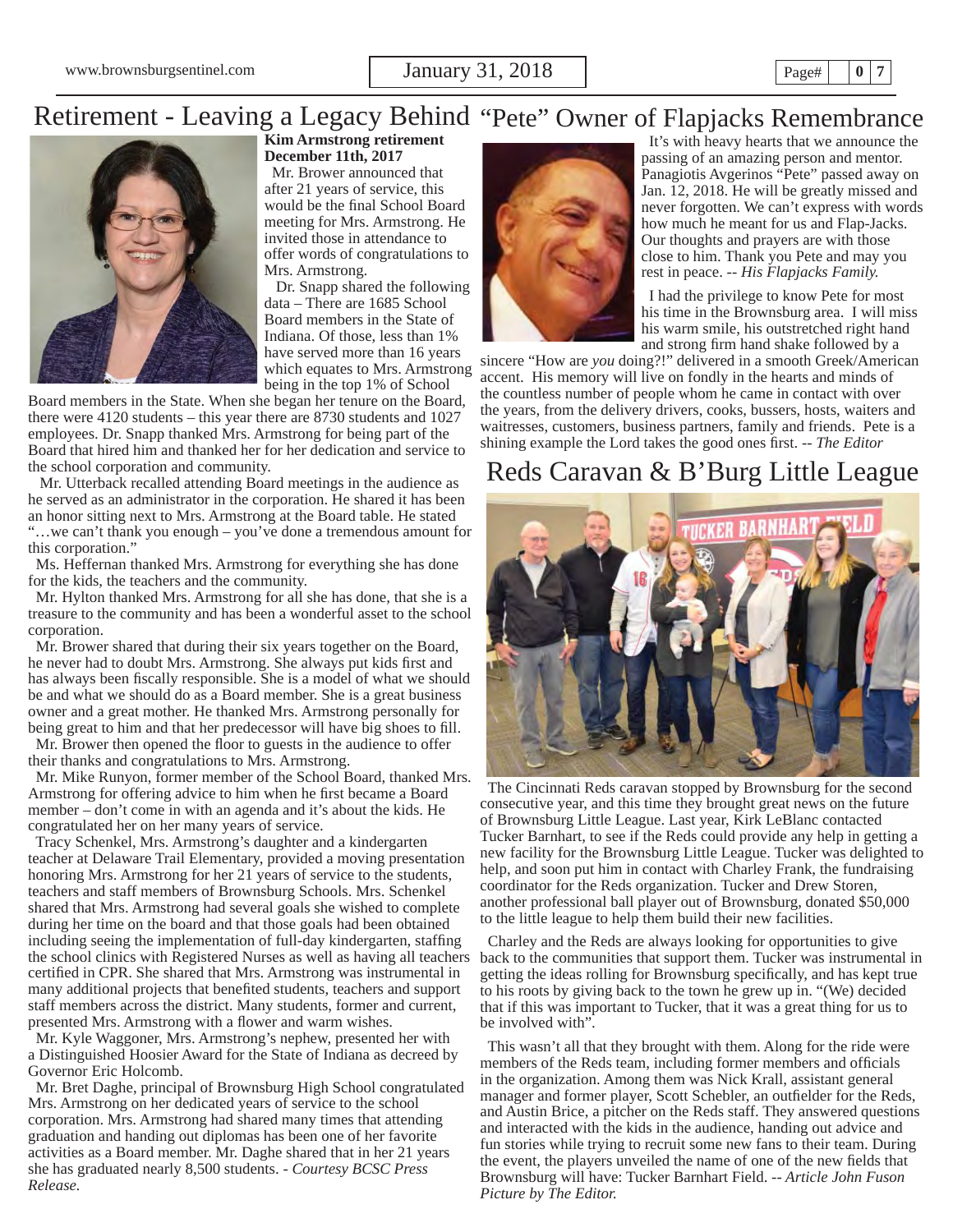# Retirement - Leaving a Legacy Behind

**Kim Armstrong retirement December 11th, 2017**

Mr. Brower announced that after 21 years of service, this would be the final School Board meeting for Mrs. Armstrong. He invited those in attendance to offer words of congratulations to Mrs. Armstrong.

Dr. Snapp shared the following data – There are 1685 School Board members in the State of Indiana. Of those, less than 1% have served more than 16 years which equates to Mrs. Armstrong being in the top 1% of School Board members in the State. When she began her tenure on the Board, there were 4120 students – this year there are 8730 students and 1027 employees. Dr. Snapp thanked Mrs. Armstrong for being part of the Board that hired him and thanked her for her dedication and service to the school corporation and community.

Mr. Utterback recalled attending Board meetings in the audience as he served as an administrator in the corporation. He shared it has been an honor sitting next to Mrs. Armstrong at the Board table. He stated "…we can't thank you enough – you've done a tremendous amount for this corporation."

Ms. Heffernan thanked Mrs. Armstrong for everything she has done for the kids, the teachers and the community.

Mr. Hylton thanked Mrs. Armstrong for all she has done, that she is a treasure to the community and has been a wonderful asset to the school corporation.

Mr. Brower shared that during their six years together on the Board, he never had to doubt Mrs. Armstrong. She always put kids first and has always been fiscally responsible. She is a model of what we should be and what we should do as a Board member. She is a great business owner and a great mother. He thanked Mrs. Armstrong personally for being great to him and that her predecessor will have big shoes to fill.

Mr. Brower then opened the floor to guests in the audience to offer their thanks and congratulations to Mrs. Armstrong.

Mr. Mike Runyon, former member of the School Board, thanked Mrs. Armstrong for offering advice to him when he first became a Board member – don't come in with an agenda and it's about the kids. He congratulated her on her many years of service.

Tracy Schenkel, Mrs. Armstrong's daughter and a kindergarten teacher at Delaware Trail Elementary, provided a moving presentation honoring Mrs. Armstrong for her 21 years of service to the students, teachers and staff members of Brownsburg Schools. Mrs. Schenkel shared that Mrs. Armstrong had several goals she wished to complete during her time on the board and that those goals had been obtained including seeing the implementation of full-day kindergarten, staffing the school clinics with Registered Nurses as well as having all teachers certified in CPR. She shared that Mrs. Armstrong was instrumental in many additional projects that benefited students, teachers and support staff members across the district. Many students, former and current, presented Mrs. Armstrong with a flower and warm wishes.

Mr. Kyle Waggoner, Mrs. Armstrong's nephew, presented her with a Distinguished Hoosier Award for the State of Indiana as decreed by Governor Eric Holcomb.

Mr. Bret Daghe, principal of Brownsburg High School congratulated Mrs. Armstrong on her dedicated years of service to the school corporation. Mrs. Armstrong had shared many times that attending graduation and handing out diplomas has been one of her favorite activities as a Board member. Mr. Daghe shared that in her 21 years she has graduated nearly 8,500 students. - *Courtesy BCSC Press Release.*

# "Pete" Owner of Flapjacks Remembrance

It's with heavy hearts that we announce the passing of an amazing person and mentor. Panagiotis Avgerinos "Pete" passed away on Jan. 12, 2018. He will be greatly missed and never forgotten. We can't express with words how much he meant for us and Flap-Jacks. Our thoughts and prayers are with those close to him. Thank you Pete and may you rest in peace. -- *His Flapjacks Family.*

I had the privilege to know Pete for most his time in the Brownsburg area. I will miss his warm smile, his outstretched right hand and strong firm hand shake followed by a sincere "How are *you* doing?!" delivered in a smooth Greek/American accent. His memory will live on fondly in the hearts and minds of the countless number of people whom he came in contact with over the years, from the delivery drivers, cooks, bussers, hosts, waiters and waitresses, customers, business partners, family and friends. Pete is a shining example the Lord takes the good ones first. -- *The Editor*

# Reds Caravan & B'Burg Little League

The Cincinnati Reds caravan stopped by Brownsburg for the second consecutive year, and this time they brought great news on the future of Brownsburg Little League. Last year, Kirk LeBlanc contacted Tucker Barnhart, to see if the Reds could provide any help in getting a new facility for the Brownsburg Little League. Tucker was delighted to help, and soon put him in contact with Charley Frank, the fundraising coordinator for the Reds organization. Tucker and Drew Storen, another professional ball player out of Brownsburg, donated $50,000 to the little league to help them build their new facilities.

Charley and the Reds are always looking for opportunities to give back to the communities that support them. Tucker was instrumental in getting the ideas rolling for Brownsburg specifically, and has kept true to his roots by giving back to the town he grew up in. "(We) decided that if this was important to Tucker, that it was a great thing for us to be involved with".

This wasn't all that they brought with them. Along for the ride were members of the Reds team, including former members and officials in the organization. Among them was Nick Krall, assistant general manager and former player, Scott Schebler, an outfielder for the Reds, and Austin Brice, a pitcher on the Reds staff. They answered questions and interacted with the kids in the audience, handing out advice and fun stories while trying to recruit some new fans to their team. During the event, the players unveiled the name of one of the new fields that Brownsburg will have: Tucker Barnhart Field. -- *Article John Fuson Picture by The Editor.*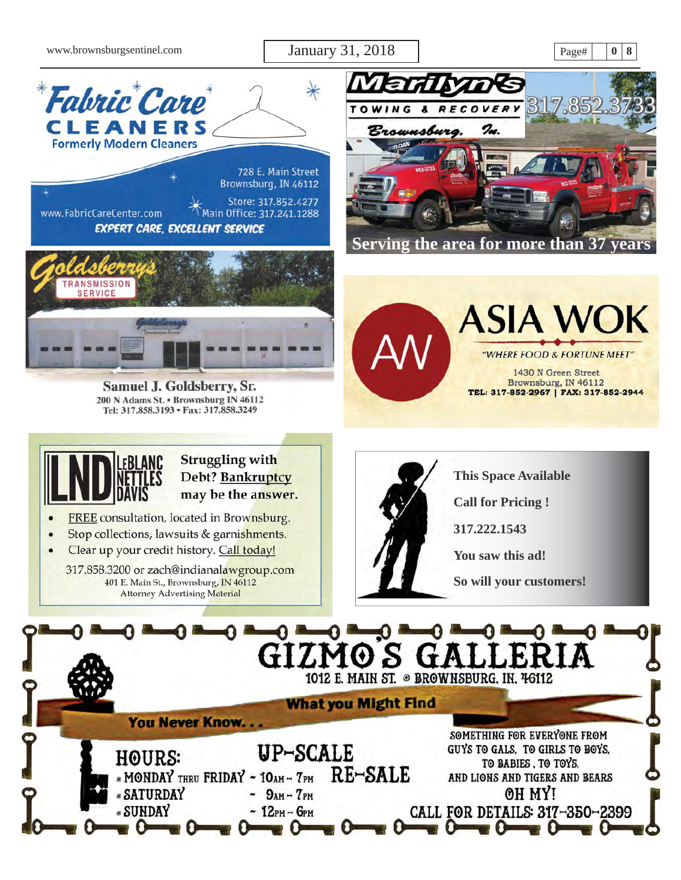## Fabric Care CLEANERS

Formerly Modern Cleaners

728 E. Main Street
Brownsburg, IN 46112

Store: 317.852.4277
Main Office: 317.241.1288

www.FabricCareCenter.com

**EXPERT CARE, EXCELLENT SERVICE**

## Marilyn's TOWING & RECOVERY

Brownsburg, In.

317.852.3733

**Serving the area for more than 37 years**

## Goldsberry's TRANSMISSION SERVICE

**Samuel J. Goldsberry, Sr.**
200 N Adams St. • Brownsburg IN 46112
Tel: 317.858.3193 • Fax: 317.858.3249

## ASIA WOK

"WHERE FOOD & FORTUNE MEET"

1430 N Green Street
Brownsburg, IN 46112
TEL: 317-852-2967 | FAX: 317-852-2944

## LND LeBLANC NETTLES DAVIS

**Struggling with Debt? Bankruptcy may be the answer.**

- FREE consultation, located in Brownsburg.
- Stop collections, lawsuits & garnishments.
- Clear up your credit history. Call today!

317.858.3200 or zach@indianalawgroup.com
401 E. Main St., Brownsburg, IN 46112
Attorney Advertising Material

**This Space Available**

**Call for Pricing !**

**317.222.1543**

**You saw this ad!**

**So will your customers!**

## GIZMO'S GALLERIA

1012 E. MAIN ST. • BROWNSBURG, IN. 46112

You Never Know. . . What you Might Find

UP-SCALE RE-SALE

HOURS:
- MONDAY THRU FRIDAY - 10AM - 7PM
- SATURDAY - 9AM - 7PM
- SUNDAY - 12PM - 6PM

SOMETHING FOR EVERYONE FROM GUYS TO GALS, TO GIRLS TO BOYS, TO BABIES, TO TOYS, AND LIONS AND TIGERS AND BEARS OH MY!

CALL FOR DETAILS: 317-350-2399